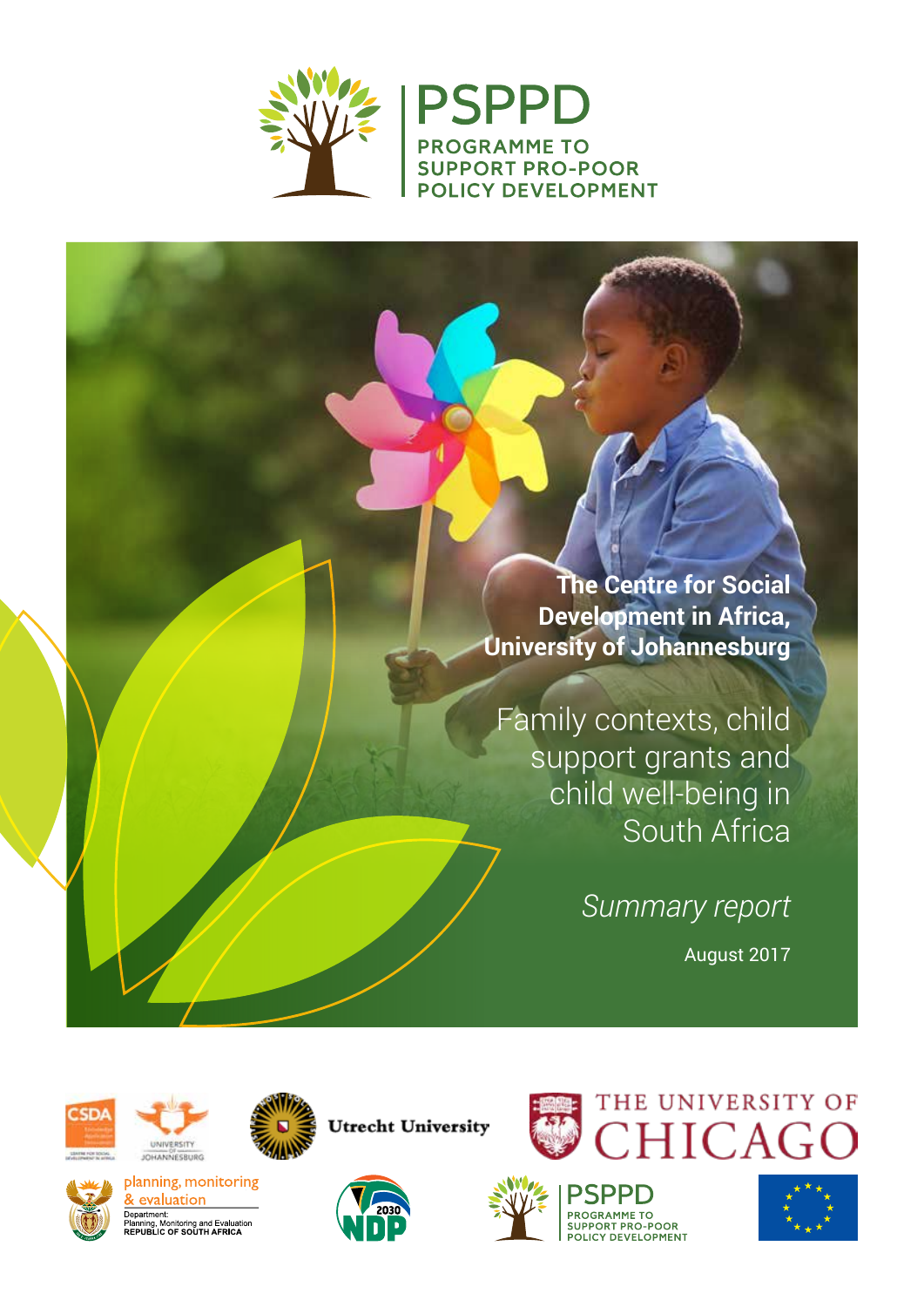PSPPD

PROGRAMME TO SUPPORT PRO-POOR POLICY DEVELOPMENT

**The Centre for Social Development in Africa, University of Johannesburg**

# Family contexts, child support grants and child well-being in South Africa

*Summary report*

August 2017

CSDA

University of Johannesburg

Utrecht University

The University of Chicago

planning, monitoring & evaluation

Department: Planning, Monitoring and Evaluation REPUBLIC OF SOUTH AFRICA

2030 NDP

PSPPD PROGRAMME TO SUPPORT PRO-POOR POLICY DEVELOPMENT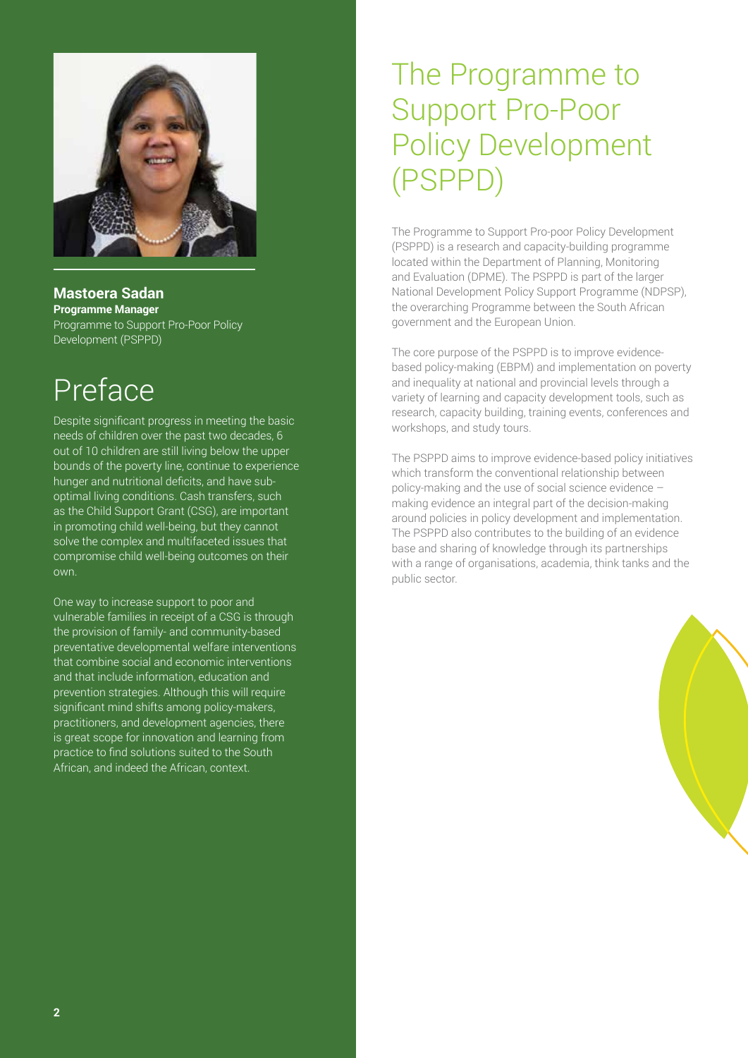**Mastoera Sadan**
**Programme Manager**
Programme to Support Pro-Poor Policy Development (PSPPD)

# Preface

Despite significant progress in meeting the basic needs of children over the past two decades, 6 out of 10 children are still living below the upper bounds of the poverty line, continue to experience hunger and nutritional deficits, and have sub-optimal living conditions. Cash transfers, such as the Child Support Grant (CSG), are important in promoting child well-being, but they cannot solve the complex and multifaceted issues that compromise child well-being outcomes on their own.

One way to increase support to poor and vulnerable families in receipt of a CSG is through the provision of family- and community-based preventative developmental welfare interventions that combine social and economic interventions and that include information, education and prevention strategies. Although this will require significant mind shifts among policy-makers, practitioners, and development agencies, there is great scope for innovation and learning from practice to find solutions suited to the South African, and indeed the African, context.

# The Programme to Support Pro-Poor Policy Development (PSPPD)

The Programme to Support Pro-poor Policy Development (PSPPD) is a research and capacity-building programme located within the Department of Planning, Monitoring and Evaluation (DPME). The PSPPD is part of the larger National Development Policy Support Programme (NDPSP), the overarching Programme between the South African government and the European Union.

The core purpose of the PSPPD is to improve evidence-based policy-making (EBPM) and implementation on poverty and inequality at national and provincial levels through a variety of learning and capacity development tools, such as research, capacity building, training events, conferences and workshops, and study tours.

The PSPPD aims to improve evidence-based policy initiatives which transform the conventional relationship between policy-making and the use of social science evidence – making evidence an integral part of the decision-making around policies in policy development and implementation. The PSPPD also contributes to the building of an evidence base and sharing of knowledge through its partnerships with a range of organisations, academia, think tanks and the public sector.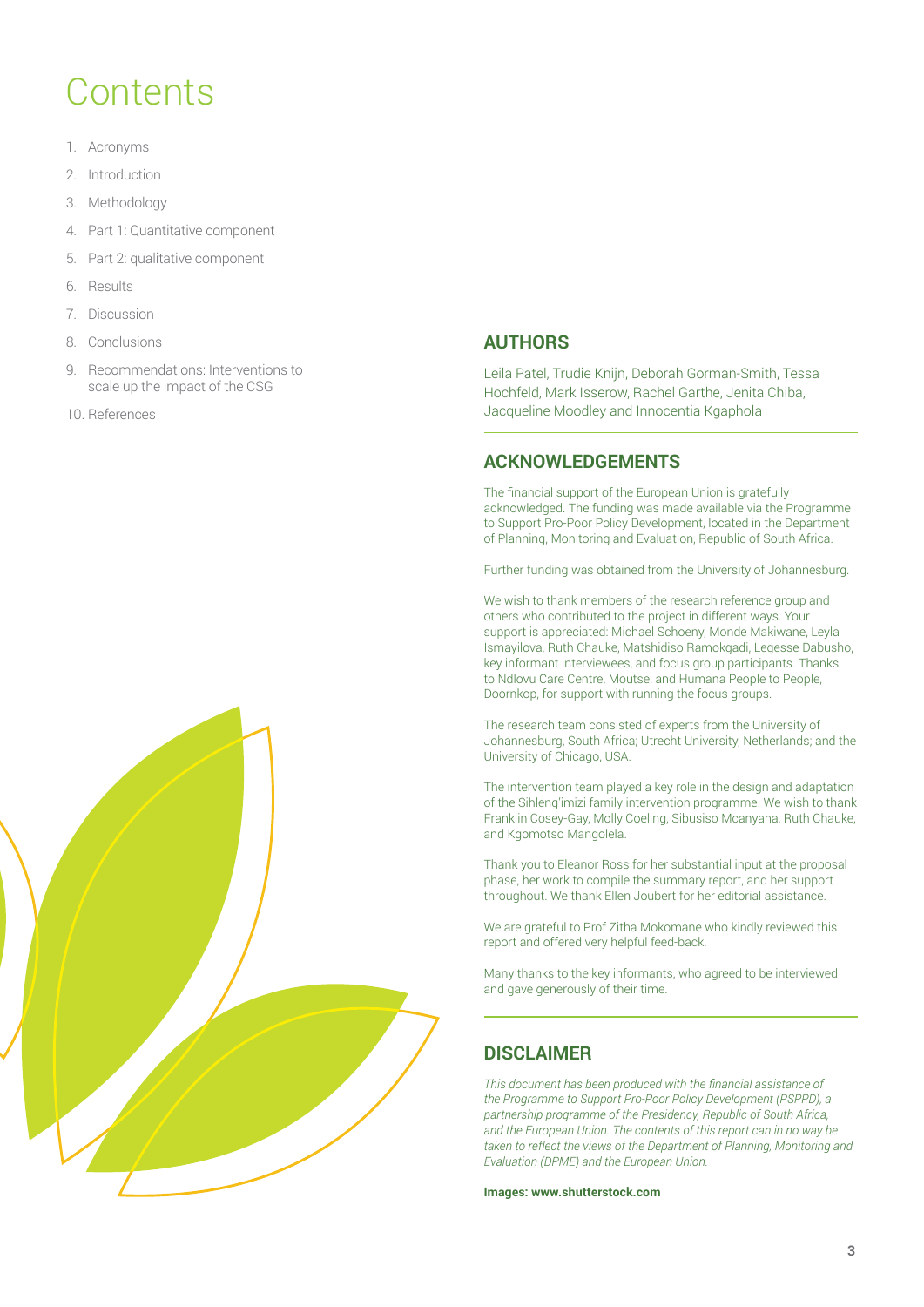# Contents

1. Acronyms
2. Introduction
3. Methodology
4. Part 1: Quantitative component
5. Part 2: qualitative component
6. Results
7. Discussion
8. Conclusions
9. Recommendations: Interventions to scale up the impact of the CSG
10. References

## AUTHORS

Leila Patel, Trudie Knijn, Deborah Gorman-Smith, Tessa Hochfeld, Mark Isserow, Rachel Garthe, Jenita Chiba, Jacqueline Moodley and Innocentia Kgaphola

## ACKNOWLEDGEMENTS

The financial support of the European Union is gratefully acknowledged. The funding was made available via the Programme to Support Pro-Poor Policy Development, located in the Department of Planning, Monitoring and Evaluation, Republic of South Africa.

Further funding was obtained from the University of Johannesburg.

We wish to thank members of the research reference group and others who contributed to the project in different ways. Your support is appreciated: Michael Schoeny, Monde Makiwane, Leyla Ismayilova, Ruth Chauke, Matshidiso Ramokgadi, Legesse Dabusho, key informant interviewees, and focus group participants. Thanks to Ndlovu Care Centre, Moutse, and Humana People to People, Doornkop, for support with running the focus groups.

The research team consisted of experts from the University of Johannesburg, South Africa; Utrecht University, Netherlands; and the University of Chicago, USA.

The intervention team played a key role in the design and adaptation of the Sihleng'imizi family intervention programme. We wish to thank Franklin Cosey-Gay, Molly Coeling, Sibusiso Mcanyana, Ruth Chauke, and Kgomotso Mangolela.

Thank you to Eleanor Ross for her substantial input at the proposal phase, her work to compile the summary report, and her support throughout. We thank Ellen Joubert for her editorial assistance.

We are grateful to Prof Zitha Mokomane who kindly reviewed this report and offered very helpful feed-back.

Many thanks to the key informants, who agreed to be interviewed and gave generously of their time.

## DISCLAIMER

*This document has been produced with the financial assistance of the Programme to Support Pro-Poor Policy Development (PSPPD), a partnership programme of the Presidency, Republic of South Africa, and the European Union. The contents of this report can in no way be taken to reflect the views of the Department of Planning, Monitoring and Evaluation (DPME) and the European Union.*

**Images: www.shutterstock.com**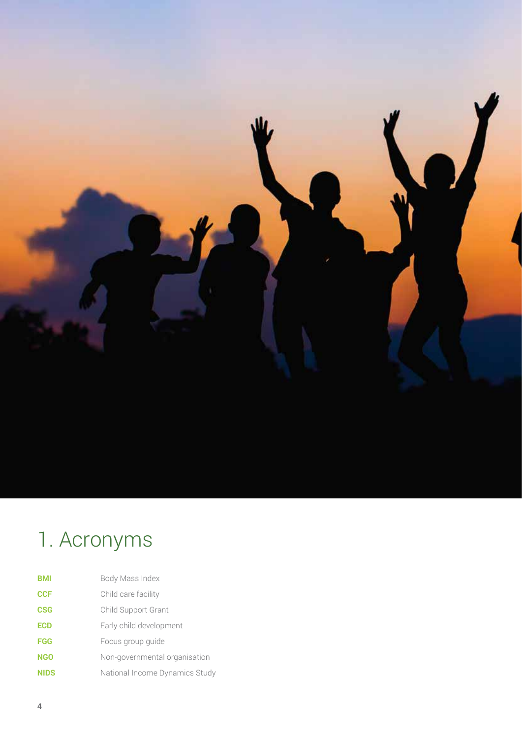# 1. Acronyms

| | |
|---|---|
| **BMI** | Body Mass Index |
| **CCF** | Child care facility |
| **CSG** | Child Support Grant |
| **ECD** | Early child development |
| **FGG** | Focus group guide |
| **NGO** | Non-governmental organisation |
| **NIDS** | National Income Dynamics Study |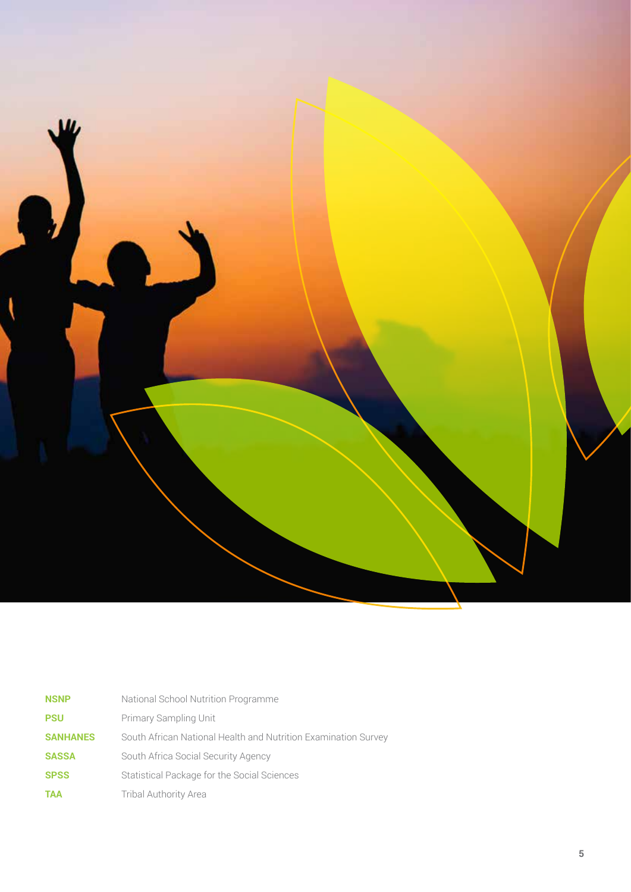| | |
|---|---|
| **NSNP** | National School Nutrition Programme |
| **PSU** | Primary Sampling Unit |
| **SANHANES** | South African National Health and Nutrition Examination Survey |
| **SASSA** | South Africa Social Security Agency |
| **SPSS** | Statistical Package for the Social Sciences |
| **TAA** | Tribal Authority Area |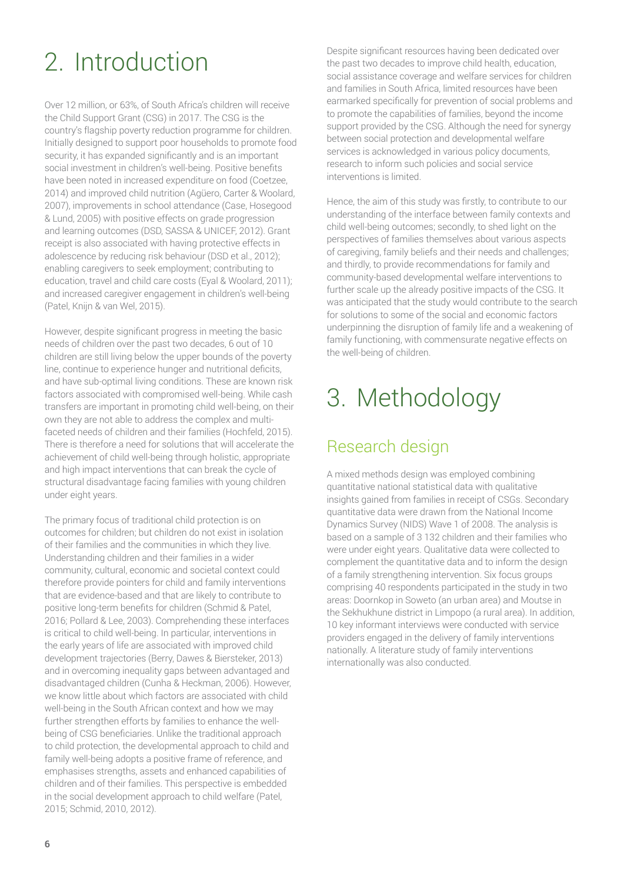# 2. Introduction

Over 12 million, or 63%, of South Africa's children will receive the Child Support Grant (CSG) in 2017. The CSG is the country's flagship poverty reduction programme for children. Initially designed to support poor households to promote food security, it has expanded significantly and is an important social investment in children's well-being. Positive benefits have been noted in increased expenditure on food (Coetzee, 2014) and improved child nutrition (Agüero, Carter & Woolard, 2007), improvements in school attendance (Case, Hosegood & Lund, 2005) with positive effects on grade progression and learning outcomes (DSD, SASSA & UNICEF, 2012). Grant receipt is also associated with having protective effects in adolescence by reducing risk behaviour (DSD et al., 2012); enabling caregivers to seek employment; contributing to education, travel and child care costs (Eyal & Woolard, 2011); and increased caregiver engagement in children's well-being (Patel, Knijn & van Wel, 2015).

However, despite significant progress in meeting the basic needs of children over the past two decades, 6 out of 10 children are still living below the upper bounds of the poverty line, continue to experience hunger and nutritional deficits, and have sub-optimal living conditions. These are known risk factors associated with compromised well-being. While cash transfers are important in promoting child well-being, on their own they are not able to address the complex and multi-faceted needs of children and their families (Hochfeld, 2015). There is therefore a need for solutions that will accelerate the achievement of child well-being through holistic, appropriate and high impact interventions that can break the cycle of structural disadvantage facing families with young children under eight years.

The primary focus of traditional child protection is on outcomes for children; but children do not exist in isolation of their families and the communities in which they live. Understanding children and their families in a wider community, cultural, economic and societal context could therefore provide pointers for child and family interventions that are evidence-based and that are likely to contribute to positive long-term benefits for children (Schmid & Patel, 2016; Pollard & Lee, 2003). Comprehending these interfaces is critical to child well-being. In particular, interventions in the early years of life are associated with improved child development trajectories (Berry, Dawes & Biersteker, 2013) and in overcoming inequality gaps between advantaged and disadvantaged children (Cunha & Heckman, 2006). However, we know little about which factors are associated with child well-being in the South African context and how we may further strengthen efforts by families to enhance the well-being of CSG beneficiaries. Unlike the traditional approach to child protection, the developmental approach to child and family well-being adopts a positive frame of reference, and emphasises strengths, assets and enhanced capabilities of children and of their families. This perspective is embedded in the social development approach to child welfare (Patel, 2015; Schmid, 2010, 2012).

Despite significant resources having been dedicated over the past two decades to improve child health, education, social assistance coverage and welfare services for children and families in South Africa, limited resources have been earmarked specifically for prevention of social problems and to promote the capabilities of families, beyond the income support provided by the CSG. Although the need for synergy between social protection and developmental welfare services is acknowledged in various policy documents, research to inform such policies and social service interventions is limited.

Hence, the aim of this study was firstly, to contribute to our understanding of the interface between family contexts and child well-being outcomes; secondly, to shed light on the perspectives of families themselves about various aspects of caregiving, family beliefs and their needs and challenges; and thirdly, to provide recommendations for family and community-based developmental welfare interventions to further scale up the already positive impacts of the CSG. It was anticipated that the study would contribute to the search for solutions to some of the social and economic factors underpinning the disruption of family life and a weakening of family functioning, with commensurate negative effects on the well-being of children.

# 3. Methodology

## Research design

A mixed methods design was employed combining quantitative national statistical data with qualitative insights gained from families in receipt of CSGs. Secondary quantitative data were drawn from the National Income Dynamics Survey (NIDS) Wave 1 of 2008. The analysis is based on a sample of 3 132 children and their families who were under eight years. Qualitative data were collected to complement the quantitative data and to inform the design of a family strengthening intervention. Six focus groups comprising 40 respondents participated in the study in two areas: Doornkop in Soweto (an urban area) and Moutse in the Sekhukhune district in Limpopo (a rural area). In addition, 10 key informant interviews were conducted with service providers engaged in the delivery of family interventions nationally. A literature study of family interventions internationally was also conducted.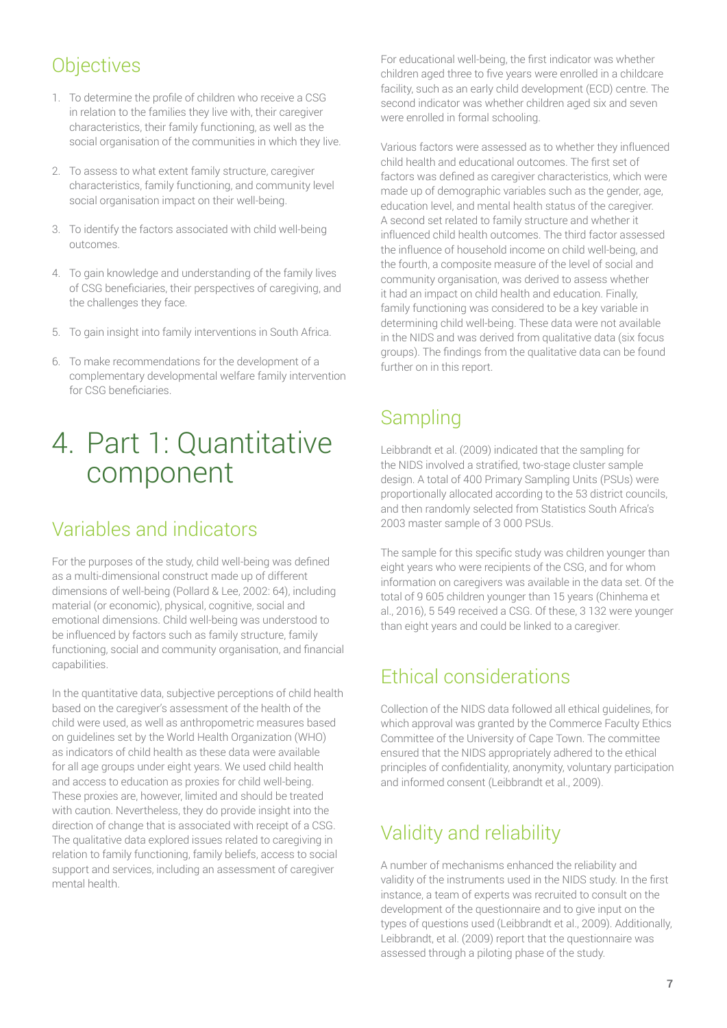## Objectives

1. To determine the profile of children who receive a CSG in relation to the families they live with, their caregiver characteristics, their family functioning, as well as the social organisation of the communities in which they live.
2. To assess to what extent family structure, caregiver characteristics, family functioning, and community level social organisation impact on their well-being.
3. To identify the factors associated with child well-being outcomes.
4. To gain knowledge and understanding of the family lives of CSG beneficiaries, their perspectives of caregiving, and the challenges they face.
5. To gain insight into family interventions in South Africa.
6. To make recommendations for the development of a complementary developmental welfare family intervention for CSG beneficiaries.

# 4. Part 1: Quantitative component

## Variables and indicators

For the purposes of the study, child well-being was defined as a multi-dimensional construct made up of different dimensions of well-being (Pollard & Lee, 2002: 64), including material (or economic), physical, cognitive, social and emotional dimensions. Child well-being was understood to be influenced by factors such as family structure, family functioning, social and community organisation, and financial capabilities.

In the quantitative data, subjective perceptions of child health based on the caregiver's assessment of the health of the child were used, as well as anthropometric measures based on guidelines set by the World Health Organization (WHO) as indicators of child health as these data were available for all age groups under eight years. We used child health and access to education as proxies for child well-being. These proxies are, however, limited and should be treated with caution. Nevertheless, they do provide insight into the direction of change that is associated with receipt of a CSG. The qualitative data explored issues related to caregiving in relation to family functioning, family beliefs, access to social support and services, including an assessment of caregiver mental health.

For educational well-being, the first indicator was whether children aged three to five years were enrolled in a childcare facility, such as an early child development (ECD) centre. The second indicator was whether children aged six and seven were enrolled in formal schooling.

Various factors were assessed as to whether they influenced child health and educational outcomes. The first set of factors was defined as caregiver characteristics, which were made up of demographic variables such as the gender, age, education level, and mental health status of the caregiver. A second set related to family structure and whether it influenced child health outcomes. The third factor assessed the influence of household income on child well-being, and the fourth, a composite measure of the level of social and community organisation, was derived to assess whether it had an impact on child health and education. Finally, family functioning was considered to be a key variable in determining child well-being. These data were not available in the NIDS and was derived from qualitative data (six focus groups). The findings from the qualitative data can be found further on in this report.

## Sampling

Leibbrandt et al. (2009) indicated that the sampling for the NIDS involved a stratified, two-stage cluster sample design. A total of 400 Primary Sampling Units (PSUs) were proportionally allocated according to the 53 district councils, and then randomly selected from Statistics South Africa's 2003 master sample of 3 000 PSUs.

The sample for this specific study was children younger than eight years who were recipients of the CSG, and for whom information on caregivers was available in the data set. Of the total of 9 605 children younger than 15 years (Chinhema et al., 2016), 5 549 received a CSG. Of these, 3 132 were younger than eight years and could be linked to a caregiver.

## Ethical considerations

Collection of the NIDS data followed all ethical guidelines, for which approval was granted by the Commerce Faculty Ethics Committee of the University of Cape Town. The committee ensured that the NIDS appropriately adhered to the ethical principles of confidentiality, anonymity, voluntary participation and informed consent (Leibbrandt et al., 2009).

## Validity and reliability

A number of mechanisms enhanced the reliability and validity of the instruments used in the NIDS study. In the first instance, a team of experts was recruited to consult on the development of the questionnaire and to give input on the types of questions used (Leibbrandt et al., 2009). Additionally, Leibbrandt, et al. (2009) report that the questionnaire was assessed through a piloting phase of the study.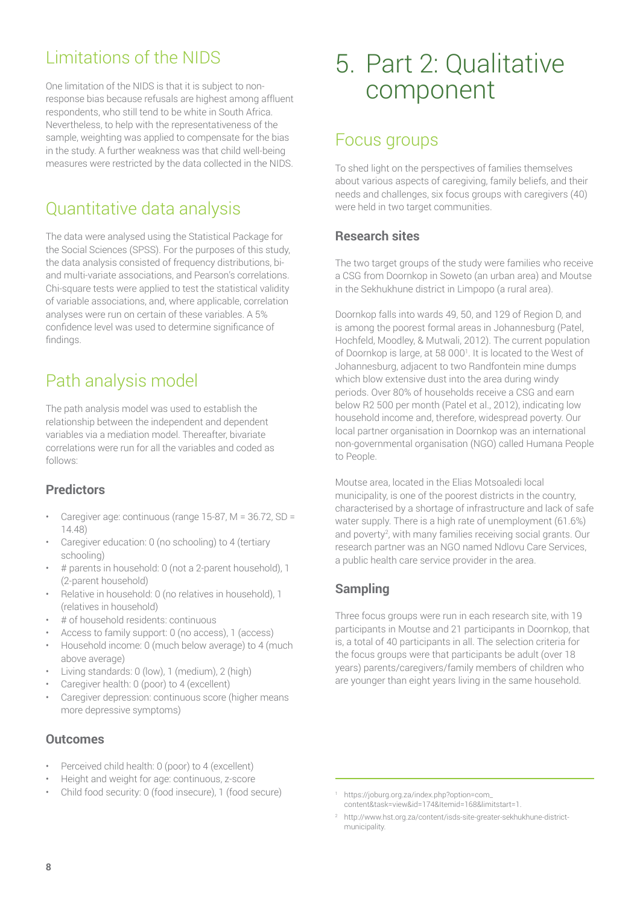## Limitations of the NIDS

One limitation of the NIDS is that it is subject to non-response bias because refusals are highest among affluent respondents, who still tend to be white in South Africa. Nevertheless, to help with the representativeness of the sample, weighting was applied to compensate for the bias in the study. A further weakness was that child well-being measures were restricted by the data collected in the NIDS.

## Quantitative data analysis

The data were analysed using the Statistical Package for the Social Sciences (SPSS). For the purposes of this study, the data analysis consisted of frequency distributions, bi- and multi-variate associations, and Pearson's correlations. Chi-square tests were applied to test the statistical validity of variable associations, and, where applicable, correlation analyses were run on certain of these variables. A 5% confidence level was used to determine significance of findings.

## Path analysis model

The path analysis model was used to establish the relationship between the independent and dependent variables via a mediation model. Thereafter, bivariate correlations were run for all the variables and coded as follows:

### Predictors

- Caregiver age: continuous (range 15-87, M = 36.72, SD = 14.48)
- Caregiver education: 0 (no schooling) to 4 (tertiary schooling)
- # parents in household: 0 (not a 2-parent household), 1 (2-parent household)
- Relative in household: 0 (no relatives in household), 1 (relatives in household)
- # of household residents: continuous
- Access to family support: 0 (no access), 1 (access)
- Household income: 0 (much below average) to 4 (much above average)
- Living standards: 0 (low), 1 (medium), 2 (high)
- Caregiver health: 0 (poor) to 4 (excellent)
- Caregiver depression: continuous score (higher means more depressive symptoms)

### Outcomes

- Perceived child health: 0 (poor) to 4 (excellent)
- Height and weight for age: continuous, z-score
- Child food security: 0 (food insecure), 1 (food secure)

# 5. Part 2: Qualitative component

## Focus groups

To shed light on the perspectives of families themselves about various aspects of caregiving, family beliefs, and their needs and challenges, six focus groups with caregivers (40) were held in two target communities.

### Research sites

The two target groups of the study were families who receive a CSG from Doornkop in Soweto (an urban area) and Moutse in the Sekhukhune district in Limpopo (a rural area).

Doornkop falls into wards 49, 50, and 129 of Region D, and is among the poorest formal areas in Johannesburg (Patel, Hochfeld, Moodley, & Mutwali, 2012). The current population of Doornkop is large, at 58 000[1]. It is located to the West of Johannesburg, adjacent to two Randfontein mine dumps which blow extensive dust into the area during windy periods. Over 80% of households receive a CSG and earn below R2 500 per month (Patel et al., 2012), indicating low household income and, therefore, widespread poverty. Our local partner organisation in Doornkop was an international non-governmental organisation (NGO) called Humana People to People.

Moutse area, located in the Elias Motsoaledi local municipality, is one of the poorest districts in the country, characterised by a shortage of infrastructure and lack of safe water supply. There is a high rate of unemployment (61.6%) and poverty[2], with many families receiving social grants. Our research partner was an NGO named Ndlovu Care Services, a public health care service provider in the area.

### Sampling

Three focus groups were run in each research site, with 19 participants in Moutse and 21 participants in Doornkop, that is, a total of 40 participants in all. The selection criteria for the focus groups were that participants be adult (over 18 years) parents/caregivers/family members of children who are younger than eight years living in the same household.

[1] https://joburg.org.za/index.php?option=com_content&task=view&id=174&Itemid=168&limitstart=1.

[2] http://www.hst.org.za/content/isds-site-greater-sekhukhune-district-municipality.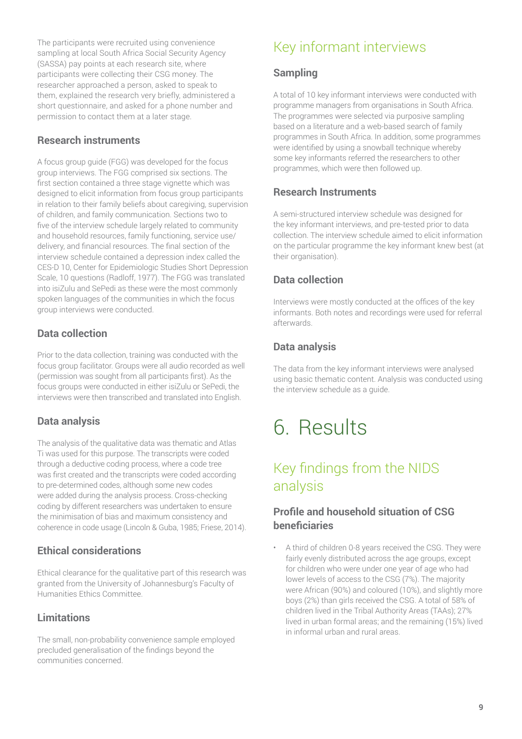The participants were recruited using convenience sampling at local South Africa Social Security Agency (SASSA) pay points at each research site, where participants were collecting their CSG money. The researcher approached a person, asked to speak to them, explained the research very briefly, administered a short questionnaire, and asked for a phone number and permission to contact them at a later stage.

### Research instruments

A focus group guide (FGG) was developed for the focus group interviews. The FGG comprised six sections. The first section contained a three stage vignette which was designed to elicit information from focus group participants in relation to their family beliefs about caregiving, supervision of children, and family communication. Sections two to five of the interview schedule largely related to community and household resources, family functioning, service use/delivery, and financial resources. The final section of the interview schedule contained a depression index called the CES-D 10, Center for Epidemiologic Studies Short Depression Scale, 10 questions (Radloff, 1977). The FGG was translated into isiZulu and SePedi as these were the most commonly spoken languages of the communities in which the focus group interviews were conducted.

### Data collection

Prior to the data collection, training was conducted with the focus group facilitator. Groups were all audio recorded as well (permission was sought from all participants first). As the focus groups were conducted in either isiZulu or SePedi, the interviews were then transcribed and translated into English.

### Data analysis

The analysis of the qualitative data was thematic and Atlas Ti was used for this purpose. The transcripts were coded through a deductive coding process, where a code tree was first created and the transcripts were coded according to pre-determined codes, although some new codes were added during the analysis process. Cross-checking coding by different researchers was undertaken to ensure the minimisation of bias and maximum consistency and coherence in code usage (Lincoln & Guba, 1985; Friese, 2014).

### Ethical considerations

Ethical clearance for the qualitative part of this research was granted from the University of Johannesburg's Faculty of Humanities Ethics Committee.

### Limitations

The small, non-probability convenience sample employed precluded generalisation of the findings beyond the communities concerned.

## Key informant interviews

### Sampling

A total of 10 key informant interviews were conducted with programme managers from organisations in South Africa. The programmes were selected via purposive sampling based on a literature and a web-based search of family programmes in South Africa. In addition, some programmes were identified by using a snowball technique whereby some key informants referred the researchers to other programmes, which were then followed up.

### Research Instruments

A semi-structured interview schedule was designed for the key informant interviews, and pre-tested prior to data collection. The interview schedule aimed to elicit information on the particular programme the key informant knew best (at their organisation).

### Data collection

Interviews were mostly conducted at the offices of the key informants. Both notes and recordings were used for referral afterwards.

### Data analysis

The data from the key informant interviews were analysed using basic thematic content. Analysis was conducted using the interview schedule as a guide.

# 6. Results

## Key findings from the NIDS analysis

### Profile and household situation of CSG beneficiaries

- A third of children 0-8 years received the CSG. They were fairly evenly distributed across the age groups, except for children who were under one year of age who had lower levels of access to the CSG (7%). The majority were African (90%) and coloured (10%), and slightly more boys (2%) than girls received the CSG. A total of 58% of children lived in the Tribal Authority Areas (TAAs); 27% lived in urban formal areas; and the remaining (15%) lived in informal urban and rural areas.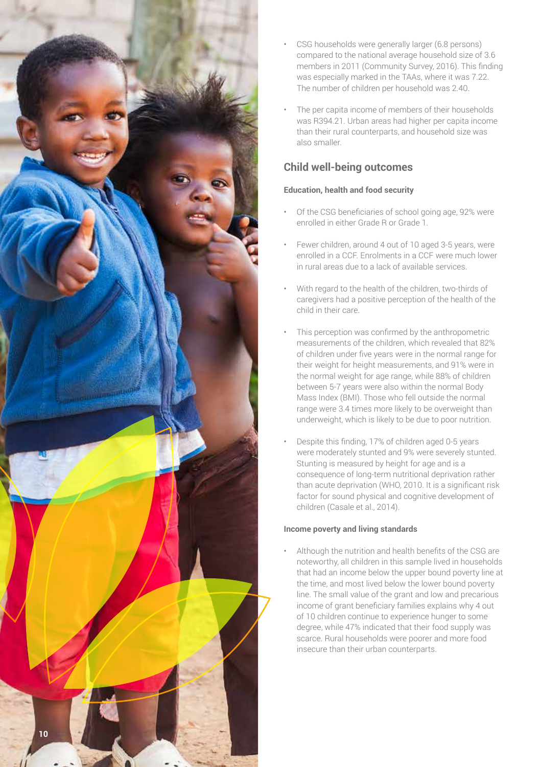- CSG households were generally larger (6.8 persons) compared to the national average household size of 3.6 members in 2011 (Community Survey, 2016). This finding was especially marked in the TAAs, where it was 7.22. The number of children per household was 2.40.
- The per capita income of members of their households was R394.21. Urban areas had higher per capita income than their rural counterparts, and household size was also smaller.

## Child well-being outcomes

### Education, health and food security

- Of the CSG beneficiaries of school going age, 92% were enrolled in either Grade R or Grade 1.
- Fewer children, around 4 out of 10 aged 3-5 years, were enrolled in a CCF. Enrolments in a CCF were much lower in rural areas due to a lack of available services.
- With regard to the health of the children, two-thirds of caregivers had a positive perception of the health of the child in their care.
- This perception was confirmed by the anthropometric measurements of the children, which revealed that 82% of children under five years were in the normal range for their weight for height measurements, and 91% were in the normal weight for age range, while 88% of children between 5-7 years were also within the normal Body Mass Index (BMI). Those who fell outside the normal range were 3.4 times more likely to be overweight than underweight, which is likely to be due to poor nutrition.
- Despite this finding, 17% of children aged 0-5 years were moderately stunted and 9% were severely stunted. Stunting is measured by height for age and is a consequence of long-term nutritional deprivation rather than acute deprivation (WHO, 2010. It is a significant risk factor for sound physical and cognitive development of children (Casale et al., 2014).

### Income poverty and living standards

- Although the nutrition and health benefits of the CSG are noteworthy, all children in this sample lived in households that had an income below the upper bound poverty line at the time, and most lived below the lower bound poverty line. The small value of the grant and low and precarious income of grant beneficiary families explains why 4 out of 10 children continue to experience hunger to some degree, while 47% indicated that their food supply was scarce. Rural households were poorer and more food insecure than their urban counterparts.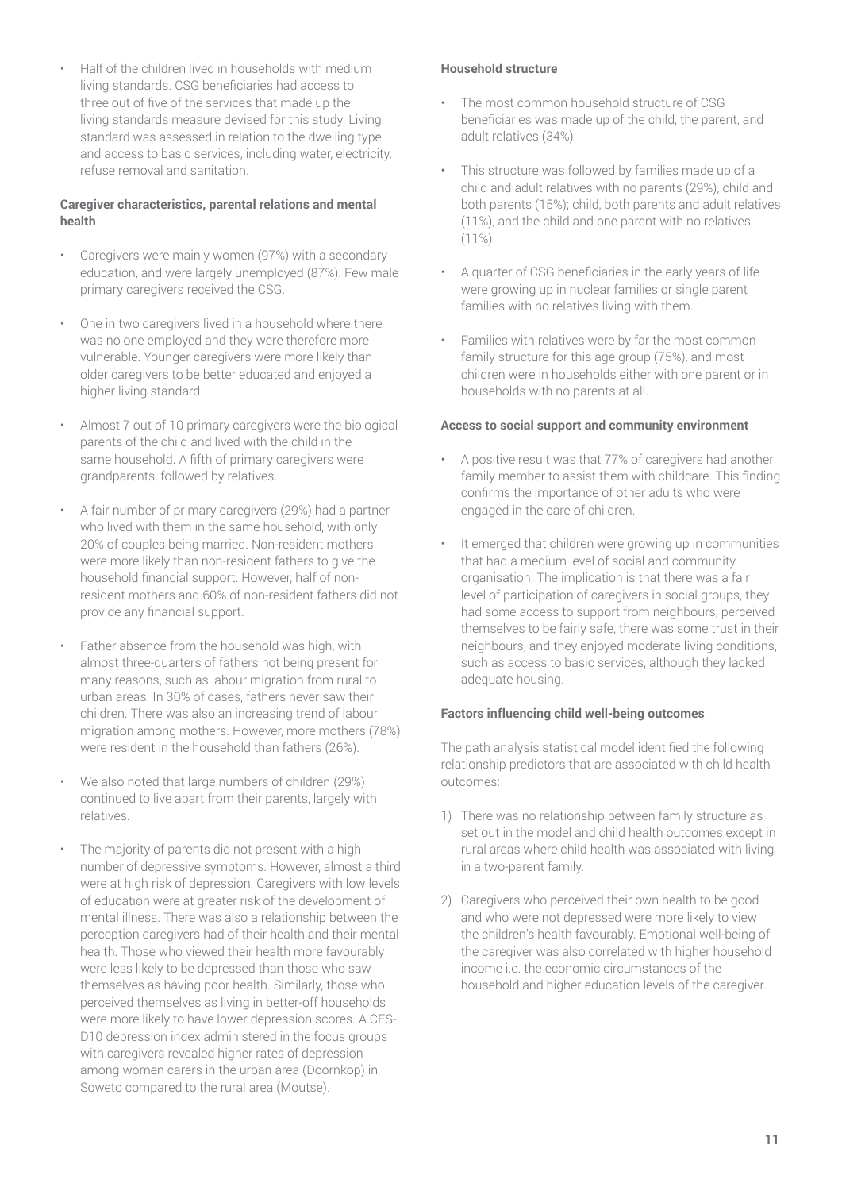- Half of the children lived in households with medium living standards. CSG beneficiaries had access to three out of five of the services that made up the living standards measure devised for this study. Living standard was assessed in relation to the dwelling type and access to basic services, including water, electricity, refuse removal and sanitation.

**Caregiver characteristics, parental relations and mental health**

- Caregivers were mainly women (97%) with a secondary education, and were largely unemployed (87%). Few male primary caregivers received the CSG.
- One in two caregivers lived in a household where there was no one employed and they were therefore more vulnerable. Younger caregivers were more likely than older caregivers to be better educated and enjoyed a higher living standard.
- Almost 7 out of 10 primary caregivers were the biological parents of the child and lived with the child in the same household. A fifth of primary caregivers were grandparents, followed by relatives.
- A fair number of primary caregivers (29%) had a partner who lived with them in the same household, with only 20% of couples being married. Non-resident mothers were more likely than non-resident fathers to give the household financial support. However, half of non-resident mothers and 60% of non-resident fathers did not provide any financial support.
- Father absence from the household was high, with almost three-quarters of fathers not being present for many reasons, such as labour migration from rural to urban areas. In 30% of cases, fathers never saw their children. There was also an increasing trend of labour migration among mothers. However, more mothers (78%) were resident in the household than fathers (26%).
- We also noted that large numbers of children (29%) continued to live apart from their parents, largely with relatives.
- The majority of parents did not present with a high number of depressive symptoms. However, almost a third were at high risk of depression. Caregivers with low levels of education were at greater risk of the development of mental illness. There was also a relationship between the perception caregivers had of their health and their mental health. Those who viewed their health more favourably were less likely to be depressed than those who saw themselves as having poor health. Similarly, those who perceived themselves as living in better-off households were more likely to have lower depression scores. A CES-D10 depression index administered in the focus groups with caregivers revealed higher rates of depression among women carers in the urban area (Doornkop) in Soweto compared to the rural area (Moutse).

**Household structure**

- The most common household structure of CSG beneficiaries was made up of the child, the parent, and adult relatives (34%).
- This structure was followed by families made up of a child and adult relatives with no parents (29%), child and both parents (15%); child, both parents and adult relatives (11%), and the child and one parent with no relatives (11%).
- A quarter of CSG beneficiaries in the early years of life were growing up in nuclear families or single parent families with no relatives living with them.
- Families with relatives were by far the most common family structure for this age group (75%), and most children were in households either with one parent or in households with no parents at all.

**Access to social support and community environment**

- A positive result was that 77% of caregivers had another family member to assist them with childcare. This finding confirms the importance of other adults who were engaged in the care of children.
- It emerged that children were growing up in communities that had a medium level of social and community organisation. The implication is that there was a fair level of participation of caregivers in social groups, they had some access to support from neighbours, perceived themselves to be fairly safe, there was some trust in their neighbours, and they enjoyed moderate living conditions, such as access to basic services, although they lacked adequate housing.

**Factors influencing child well-being outcomes**

The path analysis statistical model identified the following relationship predictors that are associated with child health outcomes:

1) There was no relationship between family structure as set out in the model and child health outcomes except in rural areas where child health was associated with living in a two-parent family.
2) Caregivers who perceived their own health to be good and who were not depressed were more likely to view the children's health favourably. Emotional well-being of the caregiver was also correlated with higher household income i.e. the economic circumstances of the household and higher education levels of the caregiver.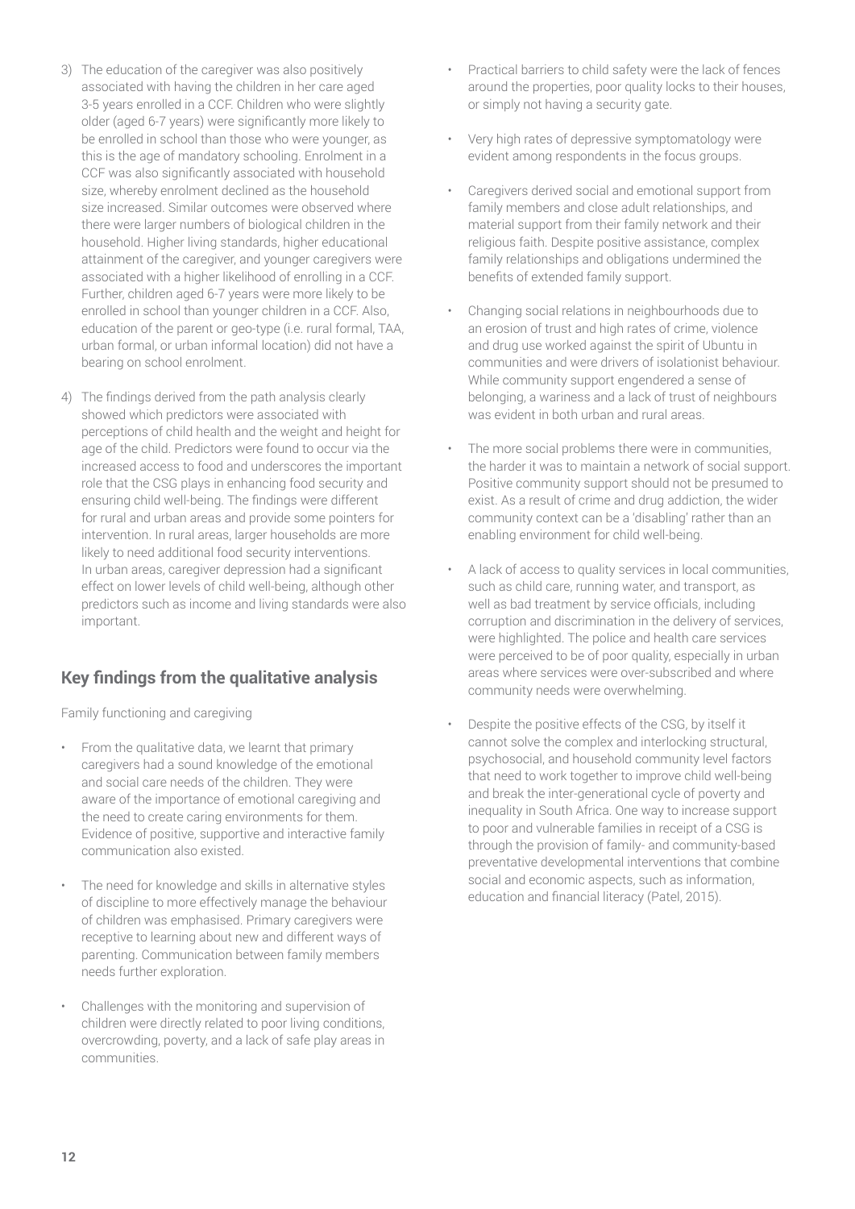3) The education of the caregiver was also positively associated with having the children in her care aged 3-5 years enrolled in a CCF. Children who were slightly older (aged 6-7 years) were significantly more likely to be enrolled in school than those who were younger, as this is the age of mandatory schooling. Enrolment in a CCF was also significantly associated with household size, whereby enrolment declined as the household size increased. Similar outcomes were observed where there were larger numbers of biological children in the household. Higher living standards, higher educational attainment of the caregiver, and younger caregivers were associated with a higher likelihood of enrolling in a CCF. Further, children aged 6-7 years were more likely to be enrolled in school than younger children in a CCF. Also, education of the parent or geo-type (i.e. rural formal, TAA, urban formal, or urban informal location) did not have a bearing on school enrolment.

4) The findings derived from the path analysis clearly showed which predictors were associated with perceptions of child health and the weight and height for age of the child. Predictors were found to occur via the increased access to food and underscores the important role that the CSG plays in enhancing food security and ensuring child well-being. The findings were different for rural and urban areas and provide some pointers for intervention. In rural areas, larger households are more likely to need additional food security interventions. In urban areas, caregiver depression had a significant effect on lower levels of child well-being, although other predictors such as income and living standards were also important.

## Key findings from the qualitative analysis

Family functioning and caregiving

- From the qualitative data, we learnt that primary caregivers had a sound knowledge of the emotional and social care needs of the children. They were aware of the importance of emotional caregiving and the need to create caring environments for them. Evidence of positive, supportive and interactive family communication also existed.
- The need for knowledge and skills in alternative styles of discipline to more effectively manage the behaviour of children was emphasised. Primary caregivers were receptive to learning about new and different ways of parenting. Communication between family members needs further exploration.
- Challenges with the monitoring and supervision of children were directly related to poor living conditions, overcrowding, poverty, and a lack of safe play areas in communities.
- Practical barriers to child safety were the lack of fences around the properties, poor quality locks to their houses, or simply not having a security gate.
- Very high rates of depressive symptomatology were evident among respondents in the focus groups.
- Caregivers derived social and emotional support from family members and close adult relationships, and material support from their family network and their religious faith. Despite positive assistance, complex family relationships and obligations undermined the benefits of extended family support.
- Changing social relations in neighbourhoods due to an erosion of trust and high rates of crime, violence and drug use worked against the spirit of Ubuntu in communities and were drivers of isolationist behaviour. While community support engendered a sense of belonging, a wariness and a lack of trust of neighbours was evident in both urban and rural areas.
- The more social problems there were in communities, the harder it was to maintain a network of social support. Positive community support should not be presumed to exist. As a result of crime and drug addiction, the wider community context can be a 'disabling' rather than an enabling environment for child well-being.
- A lack of access to quality services in local communities, such as child care, running water, and transport, as well as bad treatment by service officials, including corruption and discrimination in the delivery of services, were highlighted. The police and health care services were perceived to be of poor quality, especially in urban areas where services were over-subscribed and where community needs were overwhelming.
- Despite the positive effects of the CSG, by itself it cannot solve the complex and interlocking structural, psychosocial, and household community level factors that need to work together to improve child well-being and break the inter-generational cycle of poverty and inequality in South Africa. One way to increase support to poor and vulnerable families in receipt of a CSG is through the provision of family- and community-based preventative developmental interventions that combine social and economic aspects, such as information, education and financial literacy (Patel, 2015).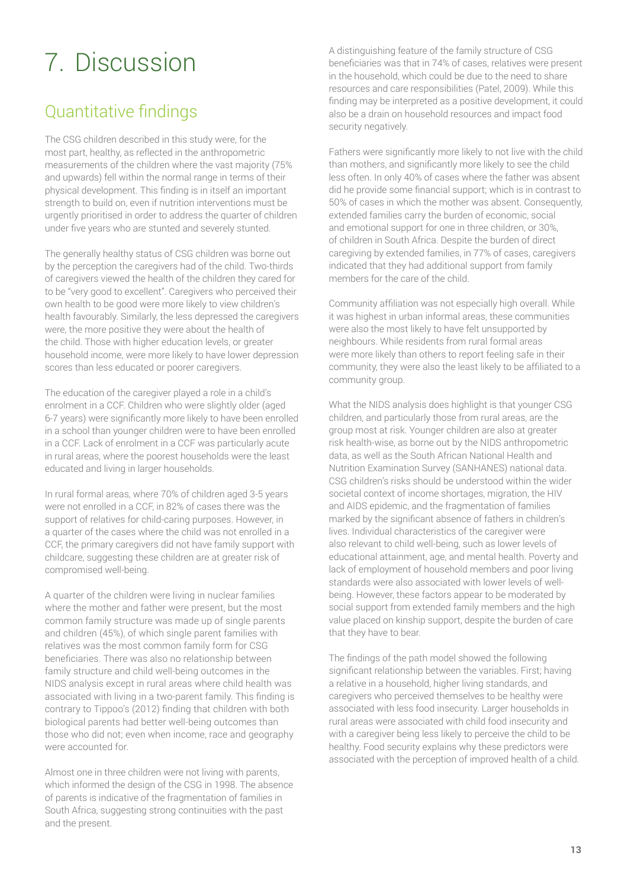# 7. Discussion

## Quantitative findings

The CSG children described in this study were, for the most part, healthy, as reflected in the anthropometric measurements of the children where the vast majority (75% and upwards) fell within the normal range in terms of their physical development. This finding is in itself an important strength to build on, even if nutrition interventions must be urgently prioritised in order to address the quarter of children under five years who are stunted and severely stunted.

The generally healthy status of CSG children was borne out by the perception the caregivers had of the child. Two-thirds of caregivers viewed the health of the children they cared for to be "very good to excellent". Caregivers who perceived their own health to be good were more likely to view children's health favourably. Similarly, the less depressed the caregivers were, the more positive they were about the health of the child. Those with higher education levels, or greater household income, were more likely to have lower depression scores than less educated or poorer caregivers.

The education of the caregiver played a role in a child's enrolment in a CCF. Children who were slightly older (aged 6-7 years) were significantly more likely to have been enrolled in a school than younger children were to have been enrolled in a CCF. Lack of enrolment in a CCF was particularly acute in rural areas, where the poorest households were the least educated and living in larger households.

In rural formal areas, where 70% of children aged 3-5 years were not enrolled in a CCF, in 82% of cases there was the support of relatives for child-caring purposes. However, in a quarter of the cases where the child was not enrolled in a CCF, the primary caregivers did not have family support with childcare, suggesting these children are at greater risk of compromised well-being.

A quarter of the children were living in nuclear families where the mother and father were present, but the most common family structure was made up of single parents and children (45%), of which single parent families with relatives was the most common family form for CSG beneficiaries. There was also no relationship between family structure and child well-being outcomes in the NIDS analysis except in rural areas where child health was associated with living in a two-parent family. This finding is contrary to Tippoo's (2012) finding that children with both biological parents had better well-being outcomes than those who did not; even when income, race and geography were accounted for.

Almost one in three children were not living with parents, which informed the design of the CSG in 1998. The absence of parents is indicative of the fragmentation of families in South Africa, suggesting strong continuities with the past and the present.

A distinguishing feature of the family structure of CSG beneficiaries was that in 74% of cases, relatives were present in the household, which could be due to the need to share resources and care responsibilities (Patel, 2009). While this finding may be interpreted as a positive development, it could also be a drain on household resources and impact food security negatively.

Fathers were significantly more likely to not live with the child than mothers, and significantly more likely to see the child less often. In only 40% of cases where the father was absent did he provide some financial support; which is in contrast to 50% of cases in which the mother was absent. Consequently, extended families carry the burden of economic, social and emotional support for one in three children, or 30%, of children in South Africa. Despite the burden of direct caregiving by extended families, in 77% of cases, caregivers indicated that they had additional support from family members for the care of the child.

Community affiliation was not especially high overall. While it was highest in urban informal areas, these communities were also the most likely to have felt unsupported by neighbours. While residents from rural formal areas were more likely than others to report feeling safe in their community, they were also the least likely to be affiliated to a community group.

What the NIDS analysis does highlight is that younger CSG children, and particularly those from rural areas, are the group most at risk. Younger children are also at greater risk health-wise, as borne out by the NIDS anthropometric data, as well as the South African National Health and Nutrition Examination Survey (SANHANES) national data. CSG children's risks should be understood within the wider societal context of income shortages, migration, the HIV and AIDS epidemic, and the fragmentation of families marked by the significant absence of fathers in children's lives. Individual characteristics of the caregiver were also relevant to child well-being, such as lower levels of educational attainment, age, and mental health. Poverty and lack of employment of household members and poor living standards were also associated with lower levels of well-being. However, these factors appear to be moderated by social support from extended family members and the high value placed on kinship support, despite the burden of care that they have to bear.

The findings of the path model showed the following significant relationship between the variables. First; having a relative in a household, higher living standards, and caregivers who perceived themselves to be healthy were associated with less food insecurity. Larger households in rural areas were associated with child food insecurity and with a caregiver being less likely to perceive the child to be healthy. Food security explains why these predictors were associated with the perception of improved health of a child.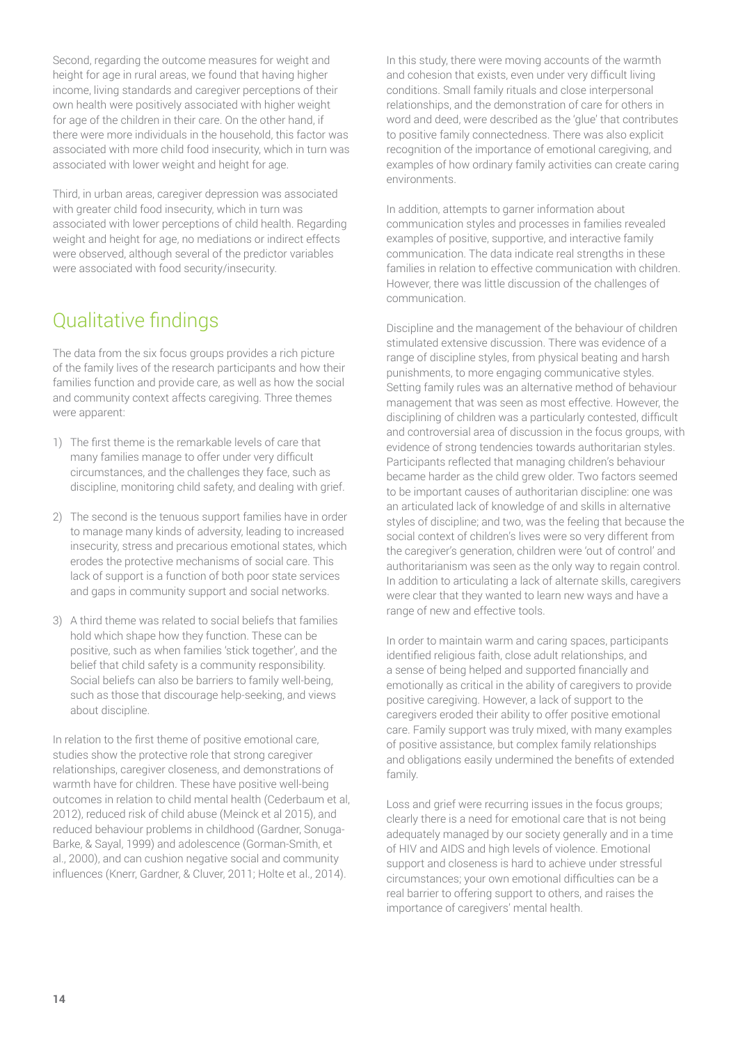Second, regarding the outcome measures for weight and height for age in rural areas, we found that having higher income, living standards and caregiver perceptions of their own health were positively associated with higher weight for age of the children in their care. On the other hand, if there were more individuals in the household, this factor was associated with more child food insecurity, which in turn was associated with lower weight and height for age.

Third, in urban areas, caregiver depression was associated with greater child food insecurity, which in turn was associated with lower perceptions of child health. Regarding weight and height for age, no mediations or indirect effects were observed, although several of the predictor variables were associated with food security/insecurity.

## Qualitative findings

The data from the six focus groups provides a rich picture of the family lives of the research participants and how their families function and provide care, as well as how the social and community context affects caregiving. Three themes were apparent:

1) The first theme is the remarkable levels of care that many families manage to offer under very difficult circumstances, and the challenges they face, such as discipline, monitoring child safety, and dealing with grief.
2) The second is the tenuous support families have in order to manage many kinds of adversity, leading to increased insecurity, stress and precarious emotional states, which erodes the protective mechanisms of social care. This lack of support is a function of both poor state services and gaps in community support and social networks.
3) A third theme was related to social beliefs that families hold which shape how they function. These can be positive, such as when families 'stick together', and the belief that child safety is a community responsibility. Social beliefs can also be barriers to family well-being, such as those that discourage help-seeking, and views about discipline.

In relation to the first theme of positive emotional care, studies show the protective role that strong caregiver relationships, caregiver closeness, and demonstrations of warmth have for children. These have positive well-being outcomes in relation to child mental health (Cederbaum et al, 2012), reduced risk of child abuse (Meinck et al 2015), and reduced behaviour problems in childhood (Gardner, Sonuga-Barke, & Sayal, 1999) and adolescence (Gorman-Smith, et al., 2000), and can cushion negative social and community influences (Knerr, Gardner, & Cluver, 2011; Holte et al., 2014).

In this study, there were moving accounts of the warmth and cohesion that exists, even under very difficult living conditions. Small family rituals and close interpersonal relationships, and the demonstration of care for others in word and deed, were described as the 'glue' that contributes to positive family connectedness. There was also explicit recognition of the importance of emotional caregiving, and examples of how ordinary family activities can create caring environments.

In addition, attempts to garner information about communication styles and processes in families revealed examples of positive, supportive, and interactive family communication. The data indicate real strengths in these families in relation to effective communication with children. However, there was little discussion of the challenges of communication.

Discipline and the management of the behaviour of children stimulated extensive discussion. There was evidence of a range of discipline styles, from physical beating and harsh punishments, to more engaging communicative styles. Setting family rules was an alternative method of behaviour management that was seen as most effective. However, the disciplining of children was a particularly contested, difficult and controversial area of discussion in the focus groups, with evidence of strong tendencies towards authoritarian styles. Participants reflected that managing children's behaviour became harder as the child grew older. Two factors seemed to be important causes of authoritarian discipline: one was an articulated lack of knowledge of and skills in alternative styles of discipline; and two, was the feeling that because the social context of children's lives were so very different from the caregiver's generation, children were 'out of control' and authoritarianism was seen as the only way to regain control. In addition to articulating a lack of alternate skills, caregivers were clear that they wanted to learn new ways and have a range of new and effective tools.

In order to maintain warm and caring spaces, participants identified religious faith, close adult relationships, and a sense of being helped and supported financially and emotionally as critical in the ability of caregivers to provide positive caregiving. However, a lack of support to the caregivers eroded their ability to offer positive emotional care. Family support was truly mixed, with many examples of positive assistance, but complex family relationships and obligations easily undermined the benefits of extended family.

Loss and grief were recurring issues in the focus groups; clearly there is a need for emotional care that is not being adequately managed by our society generally and in a time of HIV and AIDS and high levels of violence. Emotional support and closeness is hard to achieve under stressful circumstances; your own emotional difficulties can be a real barrier to offering support to others, and raises the importance of caregivers' mental health.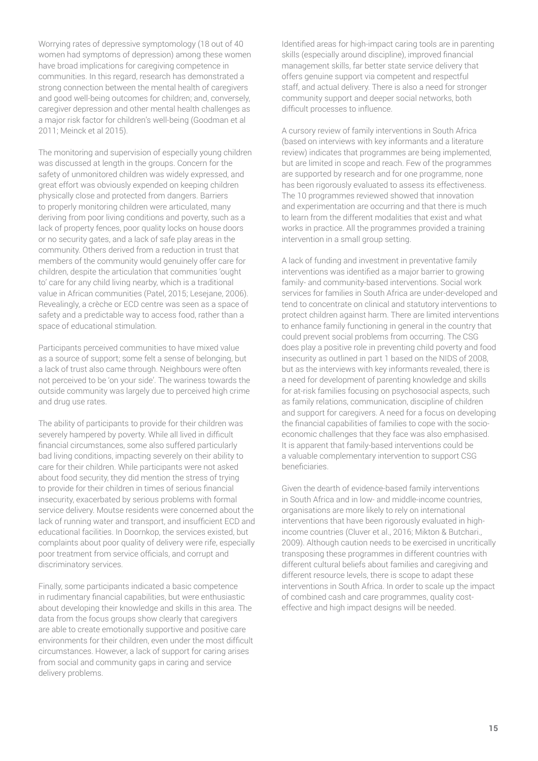Worrying rates of depressive symptomology (18 out of 40 women had symptoms of depression) among these women have broad implications for caregiving competence in communities. In this regard, research has demonstrated a strong connection between the mental health of caregivers and good well-being outcomes for children; and, conversely, caregiver depression and other mental health challenges as a major risk factor for children's well-being (Goodman et al 2011; Meinck et al 2015).

The monitoring and supervision of especially young children was discussed at length in the groups. Concern for the safety of unmonitored children was widely expressed, and great effort was obviously expended on keeping children physically close and protected from dangers. Barriers to properly monitoring children were articulated, many deriving from poor living conditions and poverty, such as a lack of property fences, poor quality locks on house doors or no security gates, and a lack of safe play areas in the community. Others derived from a reduction in trust that members of the community would genuinely offer care for children, despite the articulation that communities 'ought to' care for any child living nearby, which is a traditional value in African communities (Patel, 2015; Lesejane, 2006). Revealingly, a crèche or ECD centre was seen as a space of safety and a predictable way to access food, rather than a space of educational stimulation.

Participants perceived communities to have mixed value as a source of support; some felt a sense of belonging, but a lack of trust also came through. Neighbours were often not perceived to be 'on your side'. The wariness towards the outside community was largely due to perceived high crime and drug use rates.

The ability of participants to provide for their children was severely hampered by poverty. While all lived in difficult financial circumstances, some also suffered particularly bad living conditions, impacting severely on their ability to care for their children. While participants were not asked about food security, they did mention the stress of trying to provide for their children in times of serious financial insecurity, exacerbated by serious problems with formal service delivery. Moutse residents were concerned about the lack of running water and transport, and insufficient ECD and educational facilities. In Doornkop, the services existed, but complaints about poor quality of delivery were rife, especially poor treatment from service officials, and corrupt and discriminatory services.

Finally, some participants indicated a basic competence in rudimentary financial capabilities, but were enthusiastic about developing their knowledge and skills in this area. The data from the focus groups show clearly that caregivers are able to create emotionally supportive and positive care environments for their children, even under the most difficult circumstances. However, a lack of support for caring arises from social and community gaps in caring and service delivery problems.

Identified areas for high-impact caring tools are in parenting skills (especially around discipline), improved financial management skills, far better state service delivery that offers genuine support via competent and respectful staff, and actual delivery. There is also a need for stronger community support and deeper social networks, both difficult processes to influence.

A cursory review of family interventions in South Africa (based on interviews with key informants and a literature review) indicates that programmes are being implemented, but are limited in scope and reach. Few of the programmes are supported by research and for one programme, none has been rigorously evaluated to assess its effectiveness. The 10 programmes reviewed showed that innovation and experimentation are occurring and that there is much to learn from the different modalities that exist and what works in practice. All the programmes provided a training intervention in a small group setting.

A lack of funding and investment in preventative family interventions was identified as a major barrier to growing family- and community-based interventions. Social work services for families in South Africa are under-developed and tend to concentrate on clinical and statutory interventions to protect children against harm. There are limited interventions to enhance family functioning in general in the country that could prevent social problems from occurring. The CSG does play a positive role in preventing child poverty and food insecurity as outlined in part 1 based on the NIDS of 2008, but as the interviews with key informants revealed, there is a need for development of parenting knowledge and skills for at-risk families focusing on psychosocial aspects, such as family relations, communication, discipline of children and support for caregivers. A need for a focus on developing the financial capabilities of families to cope with the socio-economic challenges that they face was also emphasised. It is apparent that family-based interventions could be a valuable complementary intervention to support CSG beneficiaries.

Given the dearth of evidence-based family interventions in South Africa and in low- and middle-income countries, organisations are more likely to rely on international interventions that have been rigorously evaluated in high-income countries (Cluver et al., 2016; Mikton & Butchari., 2009). Although caution needs to be exercised in uncritically transposing these programmes in different countries with different cultural beliefs about families and caregiving and different resource levels, there is scope to adapt these interventions in South Africa. In order to scale up the impact of combined cash and care programmes, quality cost-effective and high impact designs will be needed.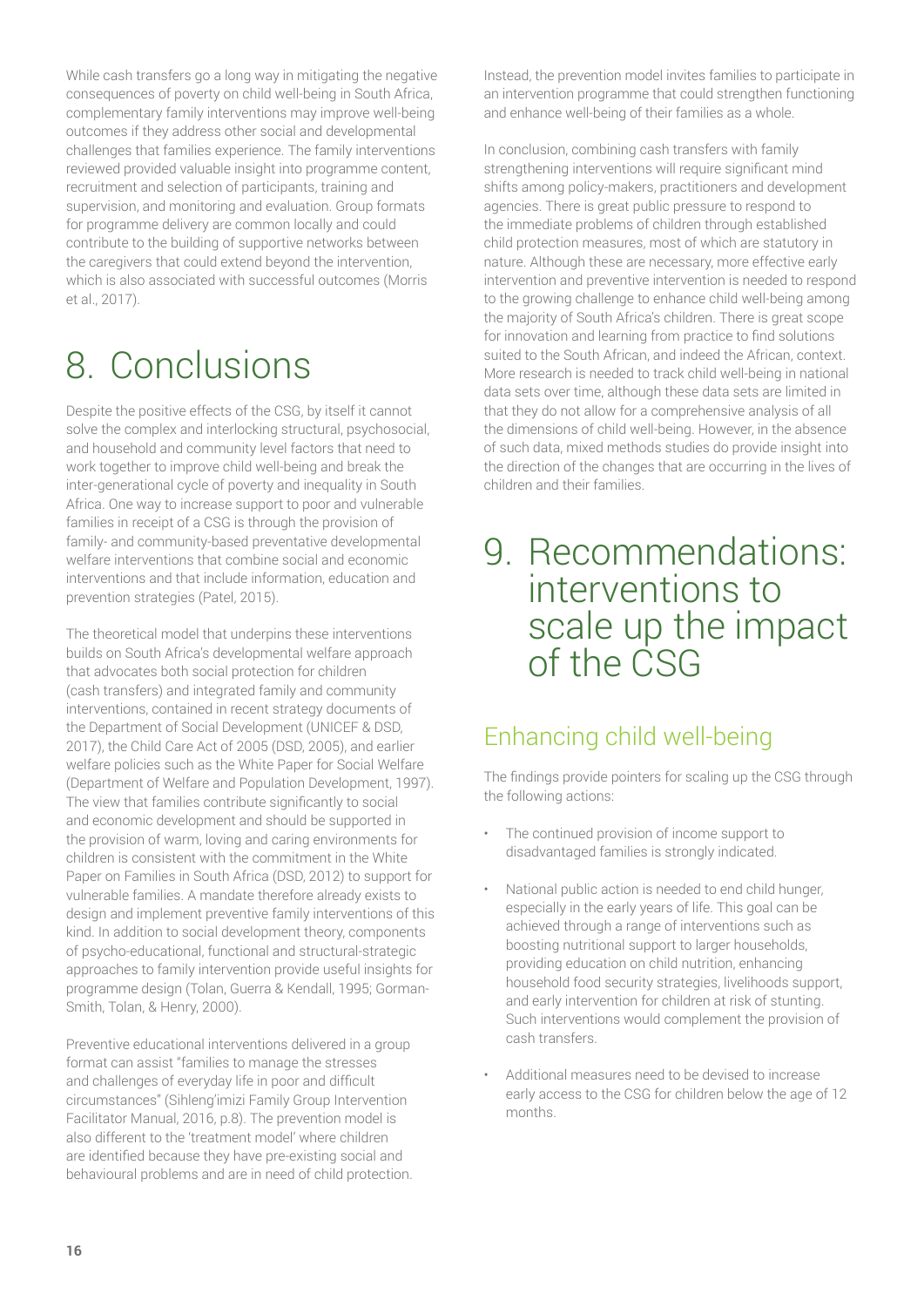While cash transfers go a long way in mitigating the negative consequences of poverty on child well-being in South Africa, complementary family interventions may improve well-being outcomes if they address other social and developmental challenges that families experience. The family interventions reviewed provided valuable insight into programme content, recruitment and selection of participants, training and supervision, and monitoring and evaluation. Group formats for programme delivery are common locally and could contribute to the building of supportive networks between the caregivers that could extend beyond the intervention, which is also associated with successful outcomes (Morris et al., 2017).

# 8. Conclusions

Despite the positive effects of the CSG, by itself it cannot solve the complex and interlocking structural, psychosocial, and household and community level factors that need to work together to improve child well-being and break the inter-generational cycle of poverty and inequality in South Africa. One way to increase support to poor and vulnerable families in receipt of a CSG is through the provision of family- and community-based preventative developmental welfare interventions that combine social and economic interventions and that include information, education and prevention strategies (Patel, 2015).

The theoretical model that underpins these interventions builds on South Africa's developmental welfare approach that advocates both social protection for children (cash transfers) and integrated family and community interventions, contained in recent strategy documents of the Department of Social Development (UNICEF & DSD, 2017), the Child Care Act of 2005 (DSD, 2005), and earlier welfare policies such as the White Paper for Social Welfare (Department of Welfare and Population Development, 1997). The view that families contribute significantly to social and economic development and should be supported in the provision of warm, loving and caring environments for children is consistent with the commitment in the White Paper on Families in South Africa (DSD, 2012) to support for vulnerable families. A mandate therefore already exists to design and implement preventive family interventions of this kind. In addition to social development theory, components of psycho-educational, functional and structural-strategic approaches to family intervention provide useful insights for programme design (Tolan, Guerra & Kendall, 1995; Gorman-Smith, Tolan, & Henry, 2000).

Preventive educational interventions delivered in a group format can assist "families to manage the stresses and challenges of everyday life in poor and difficult circumstances" (Sihleng'imizi Family Group Intervention Facilitator Manual, 2016, p.8). The prevention model is also different to the 'treatment model' where children are identified because they have pre-existing social and behavioural problems and are in need of child protection. Instead, the prevention model invites families to participate in an intervention programme that could strengthen functioning and enhance well-being of their families as a whole.

In conclusion, combining cash transfers with family strengthening interventions will require significant mind shifts among policy-makers, practitioners and development agencies. There is great public pressure to respond to the immediate problems of children through established child protection measures, most of which are statutory in nature. Although these are necessary, more effective early intervention and preventive intervention is needed to respond to the growing challenge to enhance child well-being among the majority of South Africa's children. There is great scope for innovation and learning from practice to find solutions suited to the South African, and indeed the African, context. More research is needed to track child well-being in national data sets over time, although these data sets are limited in that they do not allow for a comprehensive analysis of all the dimensions of child well-being. However, in the absence of such data, mixed methods studies do provide insight into the direction of the changes that are occurring in the lives of children and their families.

# 9. Recommendations: interventions to scale up the impact of the CSG

## Enhancing child well-being

The findings provide pointers for scaling up the CSG through the following actions:

- The continued provision of income support to disadvantaged families is strongly indicated.
- National public action is needed to end child hunger, especially in the early years of life. This goal can be achieved through a range of interventions such as boosting nutritional support to larger households, providing education on child nutrition, enhancing household food security strategies, livelihoods support, and early intervention for children at risk of stunting. Such interventions would complement the provision of cash transfers.
- Additional measures need to be devised to increase early access to the CSG for children below the age of 12 months.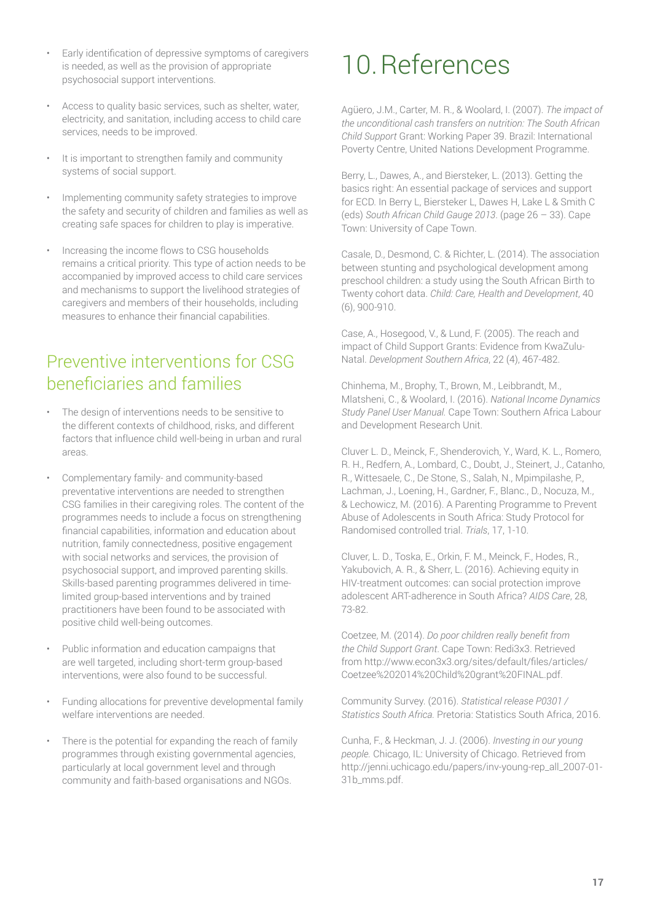- Early identification of depressive symptoms of caregivers is needed, as well as the provision of appropriate psychosocial support interventions.
- Access to quality basic services, such as shelter, water, electricity, and sanitation, including access to child care services, needs to be improved.
- It is important to strengthen family and community systems of social support.
- Implementing community safety strategies to improve the safety and security of children and families as well as creating safe spaces for children to play is imperative.
- Increasing the income flows to CSG households remains a critical priority. This type of action needs to be accompanied by improved access to child care services and mechanisms to support the livelihood strategies of caregivers and members of their households, including measures to enhance their financial capabilities.

## Preventive interventions for CSG beneficiaries and families

- The design of interventions needs to be sensitive to the different contexts of childhood, risks, and different factors that influence child well-being in urban and rural areas.
- Complementary family- and community-based preventative interventions are needed to strengthen CSG families in their caregiving roles. The content of the programmes needs to include a focus on strengthening financial capabilities, information and education about nutrition, family connectedness, positive engagement with social networks and services, the provision of psychosocial support, and improved parenting skills. Skills-based parenting programmes delivered in time-limited group-based interventions and by trained practitioners have been found to be associated with positive child well-being outcomes.
- Public information and education campaigns that are well targeted, including short-term group-based interventions, were also found to be successful.
- Funding allocations for preventive developmental family welfare interventions are needed.
- There is the potential for expanding the reach of family programmes through existing governmental agencies, particularly at local government level and through community and faith-based organisations and NGOs.

# 10. References

Agüero, J.M., Carter, M. R., & Woolard, I. (2007). *The impact of the unconditional cash transfers on nutrition: The South African Child Support* Grant: Working Paper 39. Brazil: International Poverty Centre, United Nations Development Programme.

Berry, L., Dawes, A., and Biersteker, L. (2013). Getting the basics right: An essential package of services and support for ECD. In Berry L, Biersteker L, Dawes H, Lake L & Smith C (eds) *South African Child Gauge 2013*. (page 26 – 33). Cape Town: University of Cape Town.

Casale, D., Desmond, C. & Richter, L. (2014). The association between stunting and psychological development among preschool children: a study using the South African Birth to Twenty cohort data. *Child: Care, Health and Development*, 40 (6), 900-910.

Case, A., Hosegood, V., & Lund, F. (2005). The reach and impact of Child Support Grants: Evidence from KwaZulu-Natal. *Development Southern Africa*, 22 (4), 467-482.

Chinhema, M., Brophy, T., Brown, M., Leibbrandt, M., Mlatsheni, C., & Woolard, I. (2016). *National Income Dynamics Study Panel User Manual.* Cape Town: Southern Africa Labour and Development Research Unit.

Cluver L. D., Meinck, F., Shenderovich, Y., Ward, K. L., Romero, R. H., Redfern, A., Lombard, C., Doubt, J., Steinert, J., Catanho, R., Wittesaele, C., De Stone, S., Salah, N., Mpimpilashe, P., Lachman, J., Loening, H., Gardner, F., Blanc., D., Nocuza, M., & Lechowicz, M. (2016). A Parenting Programme to Prevent Abuse of Adolescents in South Africa: Study Protocol for Randomised controlled trial. *Trials*, 17, 1-10.

Cluver, L. D., Toska, E., Orkin, F. M., Meinck, F., Hodes, R., Yakubovich, A. R., & Sherr, L. (2016). Achieving equity in HIV-treatment outcomes: can social protection improve adolescent ART-adherence in South Africa? *AIDS Care*, 28, 73-82.

Coetzee, M. (2014). *Do poor children really benefit from the Child Support Grant*. Cape Town: Redi3x3. Retrieved from http://www.econ3x3.org/sites/default/files/articles/Coetzee%202014%20Child%20grant%20FINAL.pdf.

Community Survey. (2016). *Statistical release P0301 / Statistics South Africa.* Pretoria: Statistics South Africa, 2016.

Cunha, F., & Heckman, J. J. (2006). *Investing in our young people.* Chicago, IL: University of Chicago. Retrieved from http://jenni.uchicago.edu/papers/inv-young-rep_all_2007-01-31b_mms.pdf.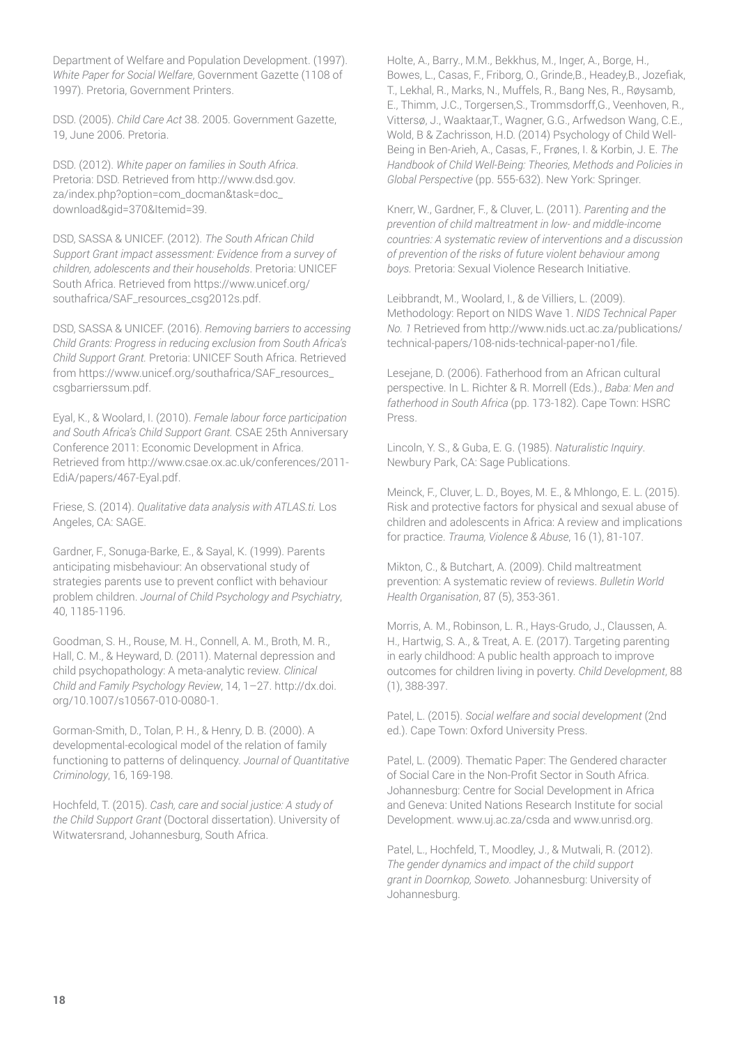Department of Welfare and Population Development. (1997). *White Paper for Social Welfare*, Government Gazette (1108 of 1997). Pretoria, Government Printers.

DSD. (2005). *Child Care Act* 38. 2005. Government Gazette, 19, June 2006. Pretoria.

DSD. (2012). *White paper on families in South Africa*. Pretoria: DSD. Retrieved from http://www.dsd.gov.za/index.php?option=com_docman&task=doc_download&gid=370&Itemid=39.

DSD, SASSA & UNICEF. (2012). *The South African Child Support Grant impact assessment: Evidence from a survey of children, adolescents and their households*. Pretoria: UNICEF South Africa. Retrieved from https://www.unicef.org/southafrica/SAF_resources_csg2012s.pdf.

DSD, SASSA & UNICEF. (2016). *Removing barriers to accessing Child Grants: Progress in reducing exclusion from South Africa's Child Support Grant.* Pretoria: UNICEF South Africa. Retrieved from https://www.unicef.org/southafrica/SAF_resources_csgbarrierssum.pdf.

Eyal, K., & Woolard, I. (2010). *Female labour force participation and South Africa's Child Support Grant.* CSAE 25th Anniversary Conference 2011: Economic Development in Africa. Retrieved from http://www.csae.ox.ac.uk/conferences/2011-EdiA/papers/467-Eyal.pdf.

Friese, S. (2014). *Qualitative data analysis with ATLAS.ti.* Los Angeles, CA: SAGE.

Gardner, F., Sonuga-Barke, E., & Sayal, K. (1999). Parents anticipating misbehaviour: An observational study of strategies parents use to prevent conflict with behaviour problem children. *Journal of Child Psychology and Psychiatry*, 40, 1185-1196.

Goodman, S. H., Rouse, M. H., Connell, A. M., Broth, M. R., Hall, C. M., & Heyward, D. (2011). Maternal depression and child psychopathology: A meta-analytic review. *Clinical Child and Family Psychology Review*, 14, 1–27. http://dx.doi.org/10.1007/s10567-010-0080-1.

Gorman-Smith, D., Tolan, P. H., & Henry, D. B. (2000). A developmental-ecological model of the relation of family functioning to patterns of delinquency. *Journal of Quantitative Criminology*, 16, 169-198.

Hochfeld, T. (2015). *Cash, care and social justice: A study of the Child Support Grant* (Doctoral dissertation). University of Witwatersrand, Johannesburg, South Africa.

Holte, A., Barry., M.M., Bekkhus, M., Inger, A., Borge, H., Bowes, L., Casas, F., Friborg, O., Grinde,B., Headey,B., Jozefiak, T., Lekhal, R., Marks, N., Muffels, R., Bang Nes, R., Røysamb, E., Thimm, J.C., Torgersen,S., Trommsdorff,G., Veenhoven, R., Vittersø, J., Waaktaar,T., Wagner, G.G., Arfwedson Wang, C.E., Wold, B & Zachrisson, H.D. (2014) Psychology of Child Well-Being in Ben-Arieh, A., Casas, F., Frønes, I. & Korbin, J. E. *The Handbook of Child Well-Being: Theories, Methods and Policies in Global Perspective* (pp. 555-632). New York: Springer.

Knerr, W., Gardner, F., & Cluver, L. (2011). *Parenting and the prevention of child maltreatment in low- and middle-income countries: A systematic review of interventions and a discussion of prevention of the risks of future violent behaviour among boys.* Pretoria: Sexual Violence Research Initiative.

Leibbrandt, M., Woolard, I., & de Villiers, L. (2009). Methodology: Report on NIDS Wave 1. *NIDS Technical Paper No. 1* Retrieved from http://www.nids.uct.ac.za/publications/technical-papers/108-nids-technical-paper-no1/file.

Lesejane, D. (2006). Fatherhood from an African cultural perspective. In L. Richter & R. Morrell (Eds.)., *Baba: Men and fatherhood in South Africa* (pp. 173-182). Cape Town: HSRC Press.

Lincoln, Y. S., & Guba, E. G. (1985). *Naturalistic Inquiry*. Newbury Park, CA: Sage Publications.

Meinck, F., Cluver, L. D., Boyes, M. E., & Mhlongo, E. L. (2015). Risk and protective factors for physical and sexual abuse of children and adolescents in Africa: A review and implications for practice. *Trauma, Violence & Abuse*, 16 (1), 81-107.

Mikton, C., & Butchart, A. (2009). Child maltreatment prevention: A systematic review of reviews. *Bulletin World Health Organisation*, 87 (5), 353-361.

Morris, A. M., Robinson, L. R., Hays-Grudo, J., Claussen, A. H., Hartwig, S. A., & Treat, A. E. (2017). Targeting parenting in early childhood: A public health approach to improve outcomes for children living in poverty. *Child Development*, 88 (1), 388-397.

Patel, L. (2015). *Social welfare and social development* (2nd ed.). Cape Town: Oxford University Press.

Patel, L. (2009). Thematic Paper: The Gendered character of Social Care in the Non-Profit Sector in South Africa. Johannesburg: Centre for Social Development in Africa and Geneva: United Nations Research Institute for social Development. www.uj.ac.za/csda and www.unrisd.org.

Patel, L., Hochfeld, T., Moodley, J., & Mutwali, R. (2012). *The gender dynamics and impact of the child support grant in Doornkop, Soweto.* Johannesburg: University of Johannesburg.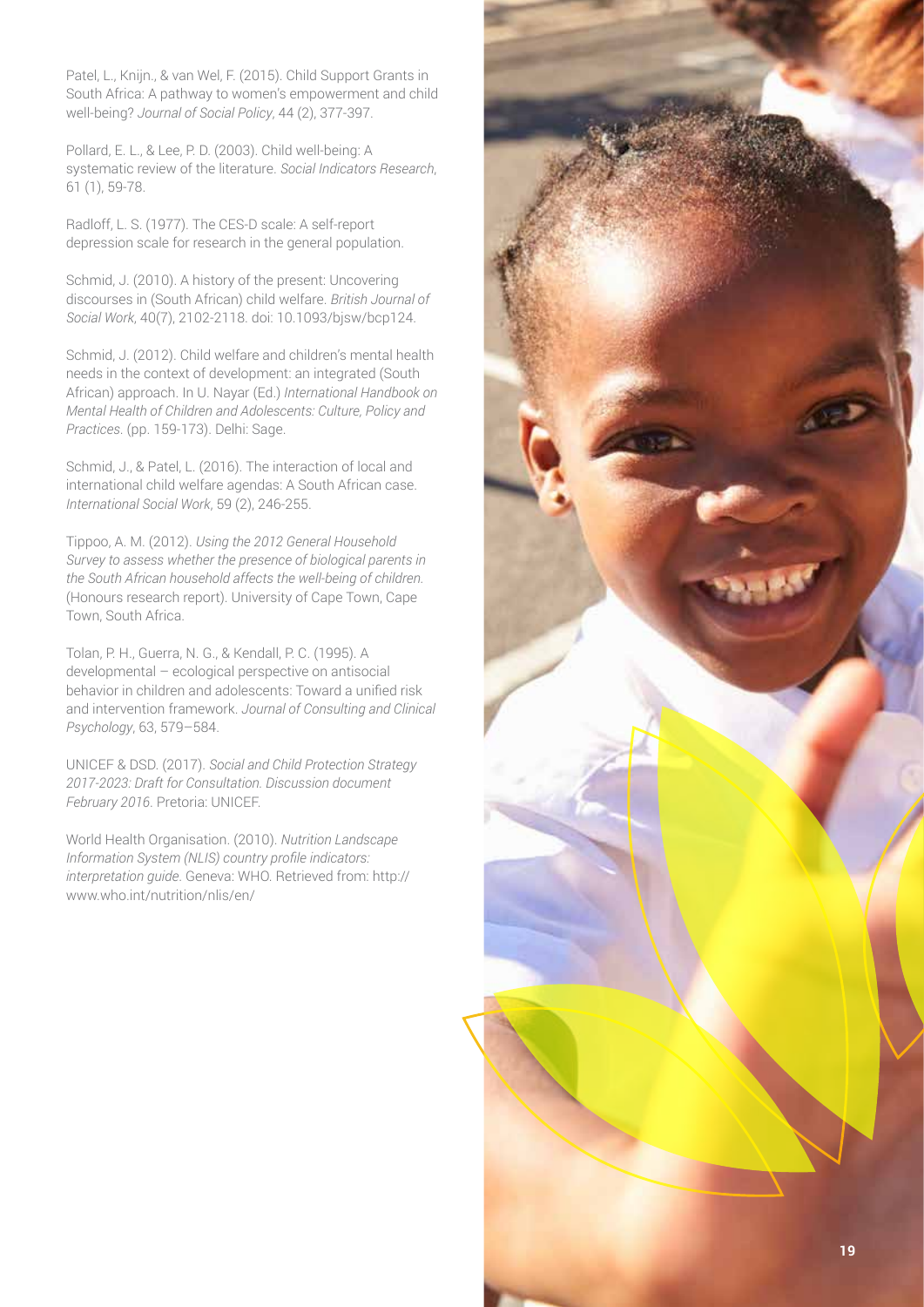Patel, L., Knijn., & van Wel, F. (2015). Child Support Grants in South Africa: A pathway to women's empowerment and child well-being? *Journal of Social Policy*, 44 (2), 377-397.

Pollard, E. L., & Lee, P. D. (2003). Child well-being: A systematic review of the literature. *Social Indicators Research*, 61 (1), 59-78.

Radloff, L. S. (1977). The CES-D scale: A self-report depression scale for research in the general population.

Schmid, J. (2010). A history of the present: Uncovering discourses in (South African) child welfare. *British Journal of Social Work*, 40(7), 2102-2118. doi: 10.1093/bjsw/bcp124.

Schmid, J. (2012). Child welfare and children's mental health needs in the context of development: an integrated (South African) approach. In U. Nayar (Ed.) *International Handbook on Mental Health of Children and Adolescents: Culture, Policy and Practices.* (pp. 159-173). Delhi: Sage.

Schmid, J., & Patel, L. (2016). The interaction of local and international child welfare agendas: A South African case. *International Social Work*, 59 (2), 246-255.

Tippoo, A. M. (2012). *Using the 2012 General Household Survey to assess whether the presence of biological parents in the South African household affects the well-being of children.* (Honours research report). University of Cape Town, Cape Town, South Africa.

Tolan, P. H., Guerra, N. G., & Kendall, P. C. (1995). A developmental – ecological perspective on antisocial behavior in children and adolescents: Toward a unified risk and intervention framework. *Journal of Consulting and Clinical Psychology*, 63, 579–584.

UNICEF & DSD. (2017). *Social and Child Protection Strategy 2017-2023: Draft for Consultation. Discussion document February 2016.* Pretoria: UNICEF.

World Health Organisation. (2010). *Nutrition Landscape Information System (NLIS) country profile indicators: interpretation guide*. Geneva: WHO. Retrieved from: http://www.who.int/nutrition/nlis/en/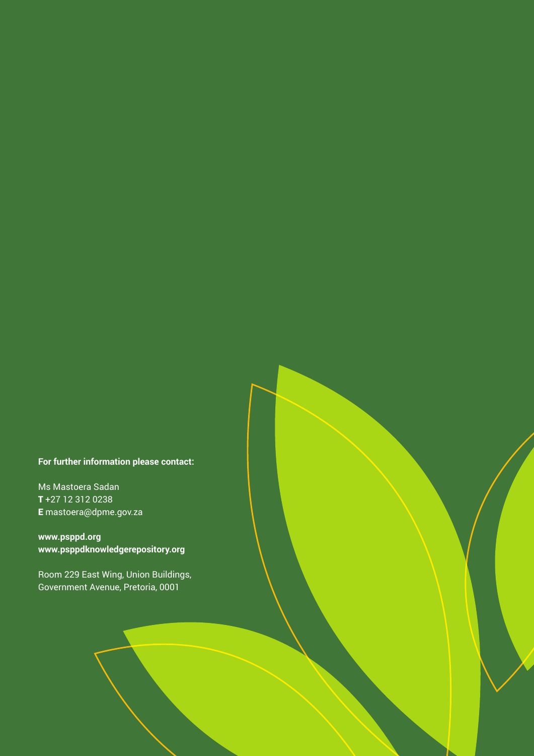**For further information please contact:**

Ms Mastoera Sadan
**T** +27 12 312 0238
**E** mastoera@dpme.gov.za

**www.psppd.org**
**www.psppdknowledgerepository.org**

Room 229 East Wing, Union Buildings,
Government Avenue, Pretoria, 0001